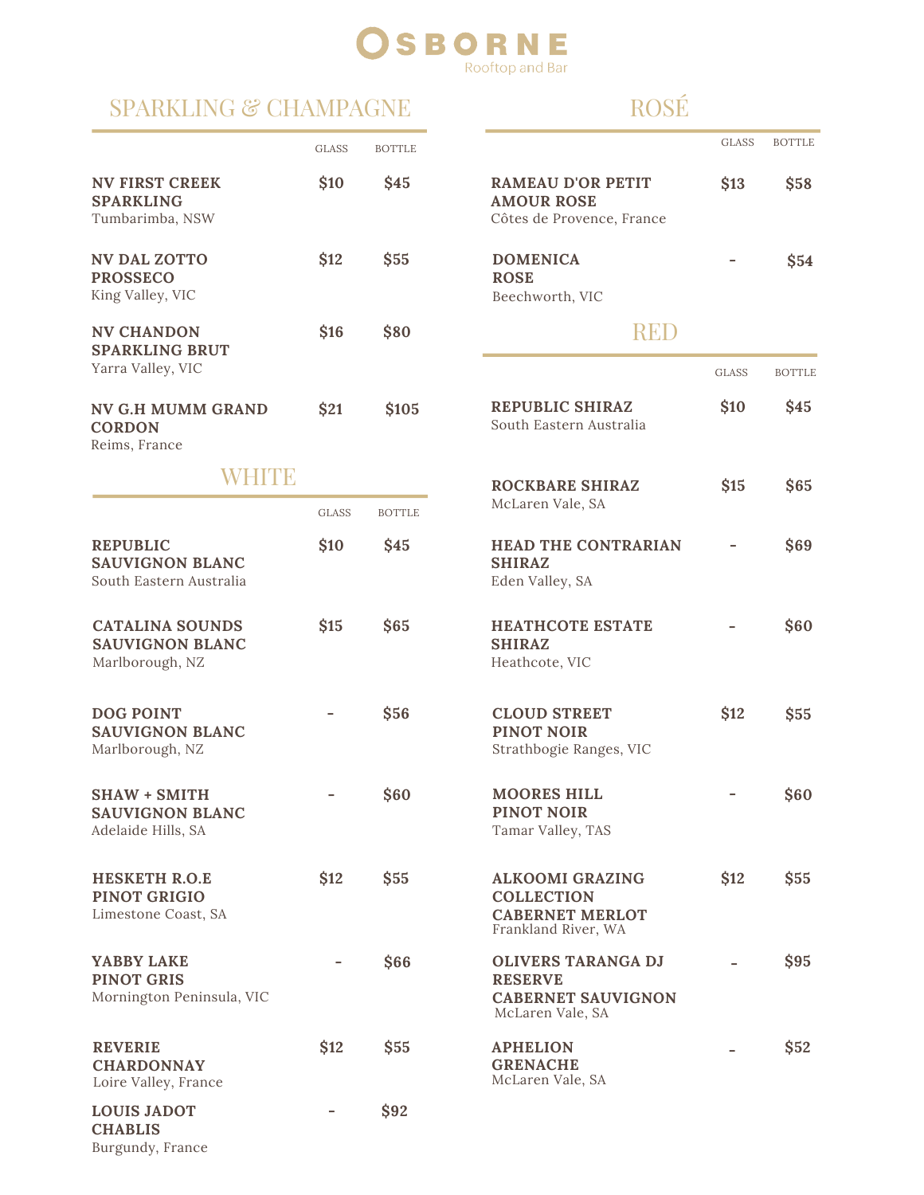# OSBORNE

Rooftop and Bar

## SPARKLING & CHAMPAGNE

| | GLASS | BOTTLE |
|---|---|---|
| **NV FIRST CREEK SPARKLING**<br>Tumbarimba, NSW | $10 | $45 |
| **NV DAL ZOTTO PROSECCO**<br>King Valley, VIC | $12 | $55 |
| **NV CHANDON SPARKLING BRUT**<br>Yarra Valley, VIC | $16 | $80 |
| **NV G.H MUMM GRAND CORDON**<br>Reims, France | $21 | $105 |

## WHITE

| | GLASS | BOTTLE |
|---|---|---|
| **REPUBLIC SAUVIGNON BLANC**<br>South Eastern Australia | $10 | $45 |
| **CATALINA SOUNDS SAUVIGNON BLANC**<br>Marlborough, NZ | $15 | $65 |
| **DOG POINT SAUVIGNON BLANC**<br>Marlborough, NZ | - | $56 |
| **SHAW + SMITH SAUVIGNON BLANC**<br>Adelaide Hills, SA | - | $60 |
| **HESKETH R.O.E PINOT GRIGIO**<br>Limestone Coast, SA | $12 | $55 |
| **YABBY LAKE PINOT GRIS**<br>Mornington Peninsula, VIC | - | $66 |
| **REVERIE CHARDONNAY**<br>Loire Valley, France | $12 | $55 |
| **LOUIS JADOT CHABLIS**<br>Burgundy, France | - | $92 |

## ROSÉ

| | GLASS | BOTTLE |
|---|---|---|
| **RAMEAU D'OR PETIT AMOUR ROSE**<br>Côtes de Provence, France | $13 | $58 |
| **DOMENICA ROSE**<br>Beechworth, VIC | - | $54 |

## RED

| | GLASS | BOTTLE |
|---|---|---|
| **REPUBLIC SHIRAZ**<br>South Eastern Australia | $10 | $45 |
| **ROCKBARE SHIRAZ**<br>McLaren Vale, SA | $15 | $65 |
| **HEAD THE CONTRARIAN SHIRAZ**<br>Eden Valley, SA | - | $69 |
| **HEATHCOTE ESTATE SHIRAZ**<br>Heathcote, VIC | - | $60 |
| **CLOUD STREET PINOT NOIR**<br>Strathbogie Ranges, VIC | $12 | $55 |
| **MOORES HILL PINOT NOIR**<br>Tamar Valley, TAS | - | $60 |
| **ALKOOMI GRAZING COLLECTION CABERNET MERLOT**<br>Frankland River, WA | $12 | $55 |
| **OLIVERS TARANGA DJ RESERVE CABERNET SAUVIGNON**<br>McLaren Vale, SA | - | $95 |
| **APHELION GRENACHE**<br>McLaren Vale, SA | - | $52 |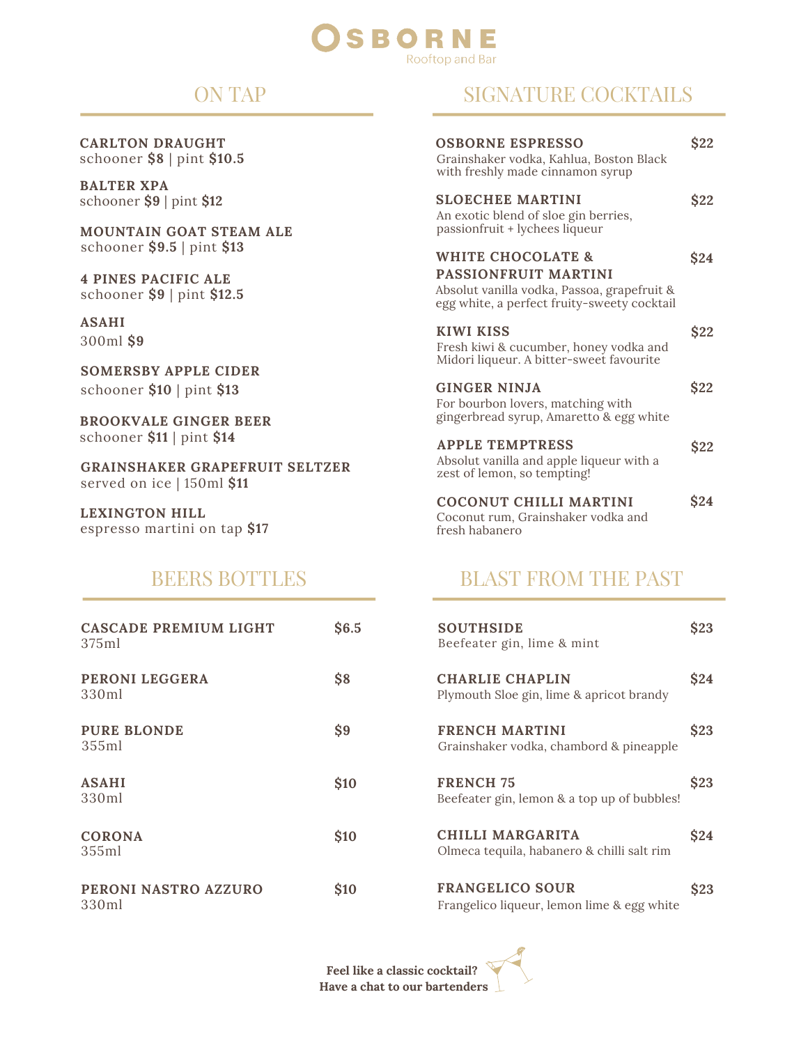# OSBORNE
Rooftop and Bar

## ON TAP

**CARLTON DRAUGHT**
schooner **$8** | pint **$10.5**

**BALTER XPA**
schooner **$9** | pint **$12**

**MOUNTAIN GOAT STEAM ALE**
schooner **$9.5** | pint **$13**

**4 PINES PACIFIC ALE**
schooner **$9** | pint **$12.5**

**ASAHI**
300ml **$9**

**SOMERSBY APPLE CIDER**
schooner **$10** | pint **$13**

**BROOKVALE GINGER BEER**
schooner **$11** | pint **$14**

**GRAINSHAKER GRAPEFRUIT SELTZER**
served on ice | 150ml **$11**

**LEXINGTON HILL**
espresso martini on tap **$17**

## BEERS BOTTLES

**CASCADE PREMIUM LIGHT** **$6.5**
375ml

**PERONI LEGGERA** **$8**
330ml

**PURE BLONDE** **$9**
355ml

**ASAHI** **$10**
330ml

**CORONA** **$10**
355ml

**PERONI NASTRO AZZURO** **$10**
330ml

## SIGNATURE COCKTAILS

**OSBORNE ESPRESSO** **$22**
Grainshaker vodka, Kahlua, Boston Black with freshly made cinnamon syrup

**SLOECHEE MARTINI** **$22**
An exotic blend of sloe gin berries, passionfruit + lychees liqueur

**WHITE CHOCOLATE & PASSIONFRUIT MARTINI** **$24**
Absolut vanilla vodka, Passoa, grapefruit & egg white, a perfect fruity-sweety cocktail

**KIWI KISS** **$22**
Fresh kiwi & cucumber, honey vodka and Midori liqueur. A bitter-sweet favourite

**GINGER NINJA** **$22**
For bourbon lovers, matching with gingerbread syrup, Amaretto & egg white

**APPLE TEMPTRESS** **$22**
Absolut vanilla and apple liqueur with a zest of lemon, so tempting!

**COCONUT CHILLI MARTINI** **$24**
Coconut rum, Grainshaker vodka and fresh habanero

## BLAST FROM THE PAST

**SOUTHSIDE** **$23**
Beefeater gin, lime & mint

**CHARLIE CHAPLIN** **$24**
Plymouth Sloe gin, lime & apricot brandy

**FRENCH MARTINI** **$23**
Grainshaker vodka, chambord & pineapple

**FRENCH 75** **$23**
Beefeater gin, lemon & a top up of bubbles!

**CHILLI MARGARITA** **$24**
Olmeca tequila, habanero & chilli salt rim

**FRANGELICO SOUR** **$23**
Frangelico liqueur, lemon lime & egg white

**Feel like a classic cocktail?**
**Have a chat to our bartenders**